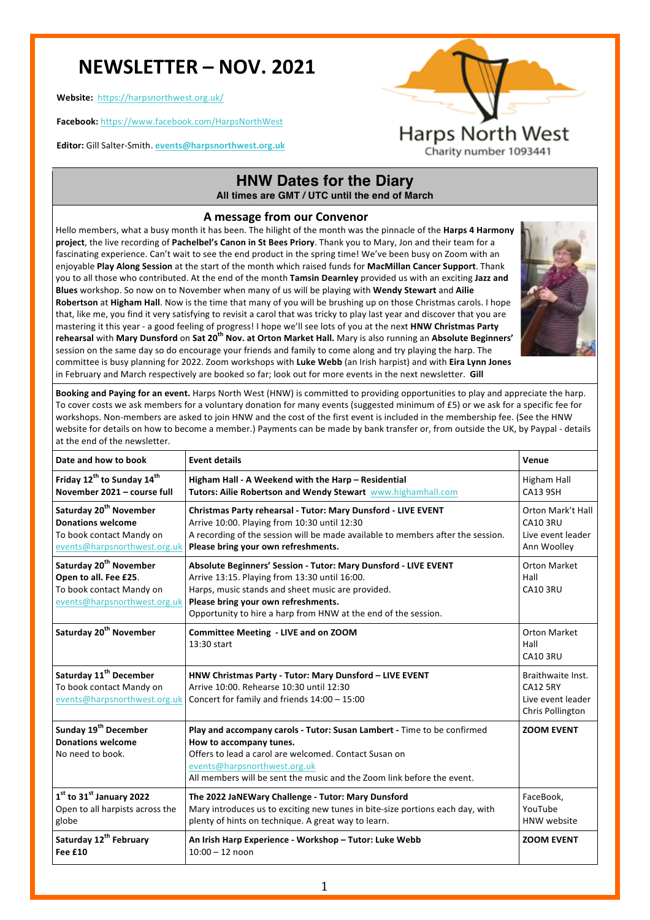# NEWSLETTER – NOV. 2021

**Website:** https://harpsnorthwest.org.uk/

**Facebook:** https://www.facebook.com/HarpsNorthWest

**Editor:** Gill Salter-Smith. **events@harpsnorthwest.org.uk**

Harps North West
Charity number 1093441

## HNW Dates for the Diary

**All times are GMT / UTC until the end of March**

### A message from our Convenor

Hello members, what a busy month it has been. The hilight of the month was the pinnacle of the **Harps 4 Harmony project**, the live recording of **Pachelbel's Canon in St Bees Priory**. Thank you to Mary, Jon and their team for a fascinating experience. Can't wait to see the end product in the spring time! We've been busy on Zoom with an enjoyable **Play Along Session** at the start of the month which raised funds for **MacMillan Cancer Support**. Thank you to all those who contributed. At the end of the month **Tamsin Dearnley** provided us with an exciting **Jazz and Blues** workshop. So now on to November when many of us will be playing with **Wendy Stewart** and **Ailie Robertson** at **Higham Hall**. Now is the time that many of you will be brushing up on those Christmas carols. I hope that, like me, you find it very satisfying to revisit a carol that was tricky to play last year and discover that you are mastering it this year - a good feeling of progress! I hope we'll see lots of you at the next **HNW Christmas Party rehearsal** with **Mary Dunsford** on **Sat 20th Nov. at Orton Market Hall.** Mary is also running an **Absolute Beginners'** session on the same day so do encourage your friends and family to come along and try playing the harp. The committee is busy planning for 2022. Zoom workshops with **Luke Webb** (an Irish harpist) and with **Eira Lynn Jones** in February and March respectively are booked so far; look out for more events in the next newsletter. **Gill**

**Booking and Paying for an event.** Harps North West (HNW) is committed to providing opportunities to play and appreciate the harp. To cover costs we ask members for a voluntary donation for many events (suggested minimum of £5) or we ask for a specific fee for workshops. Non-members are asked to join HNW and the cost of the first event is included in the membership fee. (See the HNW website for details on how to become a member.) Payments can be made by bank transfer or, from outside the UK, by Paypal - details at the end of the newsletter.

| Date and how to book | Event details | Venue |
|---|---|---|
| **Friday 12th to Sunday 14th November 2021 – course full** | **Higham Hall - A Weekend with the Harp – Residential**<br>**Tutors: Ailie Robertson and Wendy Stewart** www.highamhall.com | Higham Hall<br>CA13 9SH |
| **Saturday 20th November**<br>**Donations welcome**<br>To book contact Mandy on events@harpsnorthwest.org.uk | **Christmas Party rehearsal - Tutor: Mary Dunsford - LIVE EVENT**<br>Arrive 10:00. Playing from 10:30 until 12:30<br>A recording of the session will be made available to members after the session.<br>**Please bring your own refreshments.** | Orton Mark't Hall<br>CA10 3RU<br>Live event leader Ann Woolley |
| **Saturday 20th November**<br>**Open to all. Fee £25**.<br>To book contact Mandy on events@harpsnorthwest.org.uk | **Absolute Beginners' Session - Tutor: Mary Dunsford - LIVE EVENT**<br>Arrive 13:15. Playing from 13:30 until 16:00.<br>Harps, music stands and sheet music are provided.<br>**Please bring your own refreshments.**<br>Opportunity to hire a harp from HNW at the end of the session. | Orton Market Hall<br>CA10 3RU |
| **Saturday 20th November** | **Committee Meeting - LIVE and on ZOOM**<br>13:30 start | Orton Market Hall<br>CA10 3RU |
| **Saturday 11th December**<br>To book contact Mandy on events@harpsnorthwest.org.uk | **HNW Christmas Party - Tutor: Mary Dunsford – LIVE EVENT**<br>Arrive 10:00. Rehearse 10:30 until 12:30<br>Concert for family and friends 14:00 – 15:00 | Braithwaite Inst.<br>CA12 5RY<br>Live event leader Chris Pollington |
| **Sunday 19th December**<br>**Donations welcome**<br>No need to book. | **Play and accompany carols - Tutor: Susan Lambert** - Time to be confirmed<br>**How to accompany tunes.**<br>Offers to lead a carol are welcomed. Contact Susan on events@harpsnorthwest.org.uk<br>All members will be sent the music and the Zoom link before the event. | **ZOOM EVENT** |
| **1st to 31st January 2022**<br>Open to all harpists across the globe | **The 2022 JaNEWary Challenge - Tutor: Mary Dunsford**<br>Mary introduces us to exciting new tunes in bite-size portions each day, with plenty of hints on technique. A great way to learn. | FaceBook, YouTube<br>HNW website |
| **Saturday 12th February**<br>**Fee £10** | **An Irish Harp Experience - Workshop – Tutor: Luke Webb**<br>10:00 – 12 noon | **ZOOM EVENT** |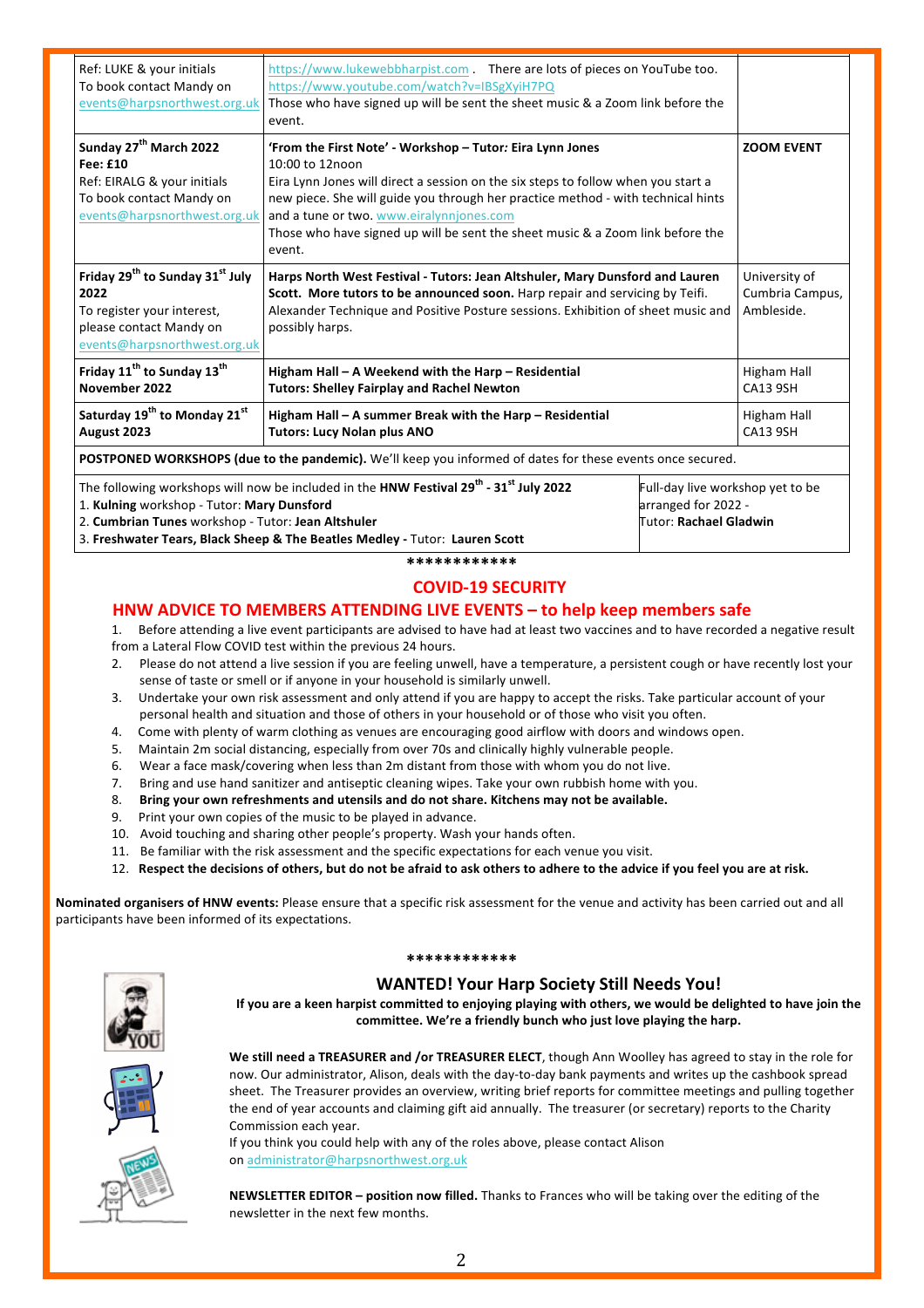| | | |
|---|---|---|
| Ref: LUKE & your initials<br>To book contact Mandy on events@harpsnorthwest.org.uk | https://www.lukewebbharpist.com . There are lots of pieces on YouTube too. https://www.youtube.com/watch?v=IBSgXyiH7PQ<br>Those who have signed up will be sent the sheet music & a Zoom link before the event. | |
| **Sunday 27th March 2022**<br>**Fee: £10**<br>Ref: EIRALG & your initials<br>To book contact Mandy on events@harpsnorthwest.org.uk | **'From the First Note' - Workshop – Tutor:** ***Eira Lynn Jones***<br>10:00 to 12noon<br>Eira Lynn Jones will direct a session on the six steps to follow when you start a new piece. She will guide you through her practice method - with technical hints and a tune or two. www.eiralynnjones.com<br>Those who have signed up will be sent the sheet music & a Zoom link before the event. | **ZOOM EVENT** |
| **Friday 29th to Sunday 31st July 2022**<br>To register your interest, please contact Mandy on events@harpsnorthwest.org.uk | **Harps North West Festival - Tutors: Jean Altshuler, Mary Dunsford and Lauren Scott. More tutors to be announced soon.** Harp repair and servicing by Teifi. Alexander Technique and Positive Posture sessions. Exhibition of sheet music and possibly harps. | University of Cumbria Campus, Ambleside. |
| **Friday 11th to Sunday 13th November 2022** | **Higham Hall – A Weekend with the Harp – Residential**<br>**Tutors: Shelley Fairplay and Rachel Newton** | Higham Hall CA13 9SH |
| **Saturday 19th to Monday 21st August 2023** | **Higham Hall – A summer Break with the Harp – Residential**<br>**Tutors: Lucy Nolan plus ANO** | Higham Hall CA13 9SH |
| **POSTPONED WORKSHOPS (due to the pandemic).** We'll keep you informed of dates for these events once secured. | | |
| The following workshops will now be included in the **HNW Festival 29th - 31st July 2022**<br>1. **Kulning** workshop - Tutor: **Mary Dunsford**<br>2. **Cumbrian Tunes** workshop - Tutor: **Jean Altshuler**<br>3. **Freshwater Tears, Black Sheep & The Beatles Medley** - Tutor: **Lauren Scott** | Full-day live workshop yet to be arranged for 2022 - Tutor: **Rachael Gladwin** | |

************

## COVID-19 SECURITY

## HNW ADVICE TO MEMBERS ATTENDING LIVE EVENTS – to help keep members safe

1. Before attending a live event participants are advised to have had at least two vaccines and to have recorded a negative result from a Lateral Flow COVID test within the previous 24 hours.
2. Please do not attend a live session if you are feeling unwell, have a temperature, a persistent cough or have recently lost your sense of taste or smell or if anyone in your household is similarly unwell.
3. Undertake your own risk assessment and only attend if you are happy to accept the risks. Take particular account of your personal health and situation and those of others in your household or of those who visit you often.
4. Come with plenty of warm clothing as venues are encouraging good airflow with doors and windows open.
5. Maintain 2m social distancing, especially from over 70s and clinically highly vulnerable people.
6. Wear a face mask/covering when less than 2m distant from those with whom you do not live.
7. Bring and use hand sanitizer and antiseptic cleaning wipes. Take your own rubbish home with you.
8. **Bring your own refreshments and utensils and do not share. Kitchens may not be available.**
9. Print your own copies of the music to be played in advance.
10. Avoid touching and sharing other people's property. Wash your hands often.
11. Be familiar with the risk assessment and the specific expectations for each venue you visit.
12. **Respect the decisions of others, but do not be afraid to ask others to adhere to the advice if you feel you are at risk.**

**Nominated organisers of HNW events:** Please ensure that a specific risk assessment for the venue and activity has been carried out and all participants have been informed of its expectations.

************

## WANTED! Your Harp Society Still Needs You!

**If you are a keen harpist committed to enjoying playing with others, we would be delighted to have join the committee. We're a friendly bunch who just love playing the harp.**

**We still need a TREASURER and /or TREASURER ELECT**, though Ann Woolley has agreed to stay in the role for now. Our administrator, Alison, deals with the day-to-day bank payments and writes up the cashbook spread sheet. The Treasurer provides an overview, writing brief reports for committee meetings and pulling together the end of year accounts and claiming gift aid annually. The treasurer (or secretary) reports to the Charity Commission each year.

If you think you could help with any of the roles above, please contact Alison on administrator@harpsnorthwest.org.uk

**NEWSLETTER EDITOR – position now filled.** Thanks to Frances who will be taking over the editing of the newsletter in the next few months.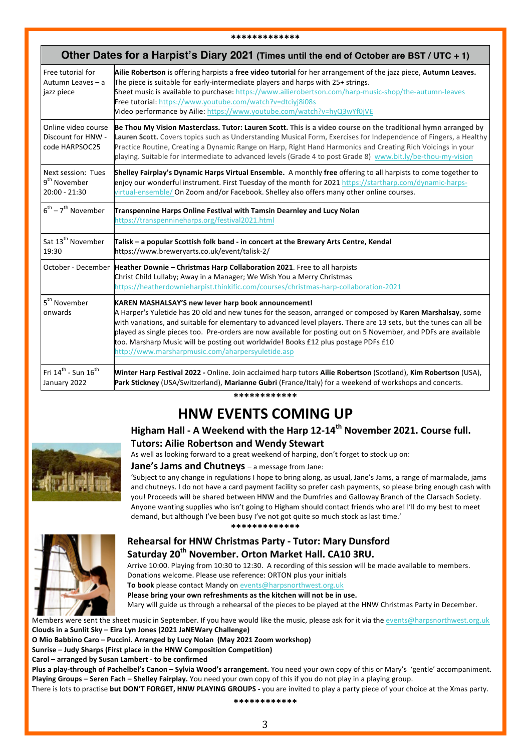*************

## Other Dates for a Harpist's Diary 2021 (Times until the end of October are BST / UTC + 1)

| | |
|---|---|
| Free tutorial for Autumn Leaves – a jazz piece | **Ailie Robertson** is offering harpists a **free video tutorial** for her arrangement of the jazz piece, **Autumn Leaves.** The piece is suitable for early-intermediate players and harps with 25+ strings. Sheet music is available to purchase: https://www.ailierobertson.com/harp-music-shop/the-autumn-leaves Free tutorial: https://www.youtube.com/watch?v=dtciyj8i08s Video performance by Ailie: https://www.youtube.com/watch?v=hyQ3wYf0jVE |
| Online video course Discount for HNW - code HARPSOC25 | **Be Thou My Vision Masterclass. Tutor: Lauren Scott. This is a video course on the traditional hymn arranged by Lauren Scott.** Covers topics such as Understanding Musical Form, Exercises for Independence of Fingers, a Healthy Practice Routine, Creating a Dynamic Range on Harp, Right Hand Harmonics and Creating Rich Voicings in your playing. Suitable for intermediate to advanced levels (Grade 4 to post Grade 8) www.bit.ly/be-thou-my-vision |
| Next session: Tues 9th November 20:00 - 21:30 | **Shelley Fairplay's Dynamic Harps Virtual Ensemble.** A monthly **free** offering to all harpists to come together to enjoy our wonderful instrument. First Tuesday of the month for 2021 https://startharp.com/dynamic-harps-virtual-ensemble/ On Zoom and/or Facebook. Shelley also offers many other online courses. |
| 6th – 7th November | **Transpennine Harps Online Festival with Tamsin Dearnley and Lucy Nolan** https://transpennineharps.org/festival2021.html |
| Sat 13th November 19:30 | **Talisk – a popular Scottish folk band - in concert at the Brewary Arts Centre, Kendal** https://www.breweryarts.co.uk/event/talisk-2/ |
| October - December | **Heather Downie – Christmas Harp Collaboration 2021**. Free to all harpists Christ Child Lullaby; Away in a Manager; We Wish You a Merry Christmas https://heatherdownieharpist.thinkific.com/courses/christmas-harp-collaboration-2021 |
| 5th November onwards | **KAREN MASHALSAY'S new lever harp book announcement!** A Harper's Yuletide has 20 old and new tunes for the season, arranged or composed by **Karen Marshalsay**, some with variations, and suitable for elementary to advanced level players. There are 13 sets, but the tunes can all be played as single pieces too. Pre-orders are now available for posting out on 5 November, and PDFs are available too. Marsharp Music will be posting out worldwide! Books £12 plus postage PDFs £10 http://www.marsharpmusic.com/aharpersyuletide.asp |
| Fri 14th - Sun 16th January 2022 | **Winter Harp Festival 2022 -** Online. Join acclaimed harp tutors **Ailie Robertson** (Scotland), **Kim Robertson** (USA), **Park Stickney** (USA/Switzerland), **Marianne Gubri** (France/Italy) for a weekend of workshops and concerts. |

************

# HNW EVENTS COMING UP

## Higham Hall - A Weekend with the Harp 12-14th November 2021. Course full.

### Tutors: Ailie Robertson and Wendy Stewart

As well as looking forward to a great weekend of harping, don't forget to stock up on:

**Jane's Jams and Chutneys** – a message from Jane:

'Subject to any change in regulations I hope to bring along, as usual, Jane's Jams, a range of marmalade, jams and chutneys. I do not have a card payment facility so prefer cash payments, so please bring enough cash with you! Proceeds will be shared between HNW and the Dumfries and Galloway Branch of the Clarsach Society. Anyone wanting supplies who isn't going to Higham should contact friends who are! I'll do my best to meet demand, but although I've been busy I've not got quite so much stock as last time.'

*************

## Rehearsal for HNW Christmas Party - Tutor: Mary Dunsford

## Saturday 20th November. Orton Market Hall. CA10 3RU.

Arrive 10:00. Playing from 10:30 to 12:30. A recording of this session will be made available to members. Donations welcome. Please use reference: ORTON plus your initials

**To book** please contact Mandy on events@harpsnorthwest.org.uk

**Please bring your own refreshments as the kitchen will not be in use.**

Mary will guide us through a rehearsal of the pieces to be played at the HNW Christmas Party in December.

Members were sent the sheet music in September. If you have would like the music, please ask for it via the events@harpsnorthwest.org.uk

**Clouds in a Sunlit Sky – Eira Lyn Jones (2021 JaNEWary Challenge)**
**O Mio Babbino Caro – Puccini. Arranged by Lucy Nolan (May 2021 Zoom workshop)**
**Sunrise – Judy Sharps (First place in the HNW Composition Competition)**
**Carol – arranged by Susan Lambert - to be confirmed**
**Plus a play-through of Pachelbel's Canon – Sylvia Wood's arrangement.** You need your own copy of this or Mary's 'gentle' accompaniment.
**Playing Groups – Seren Fach – Shelley Fairplay.** You need your own copy of this if you do not play in a playing group.
There is lots to practise **but DON'T FORGET, HNW PLAYING GROUPS -** you are invited to play a party piece of your choice at the Xmas party.

************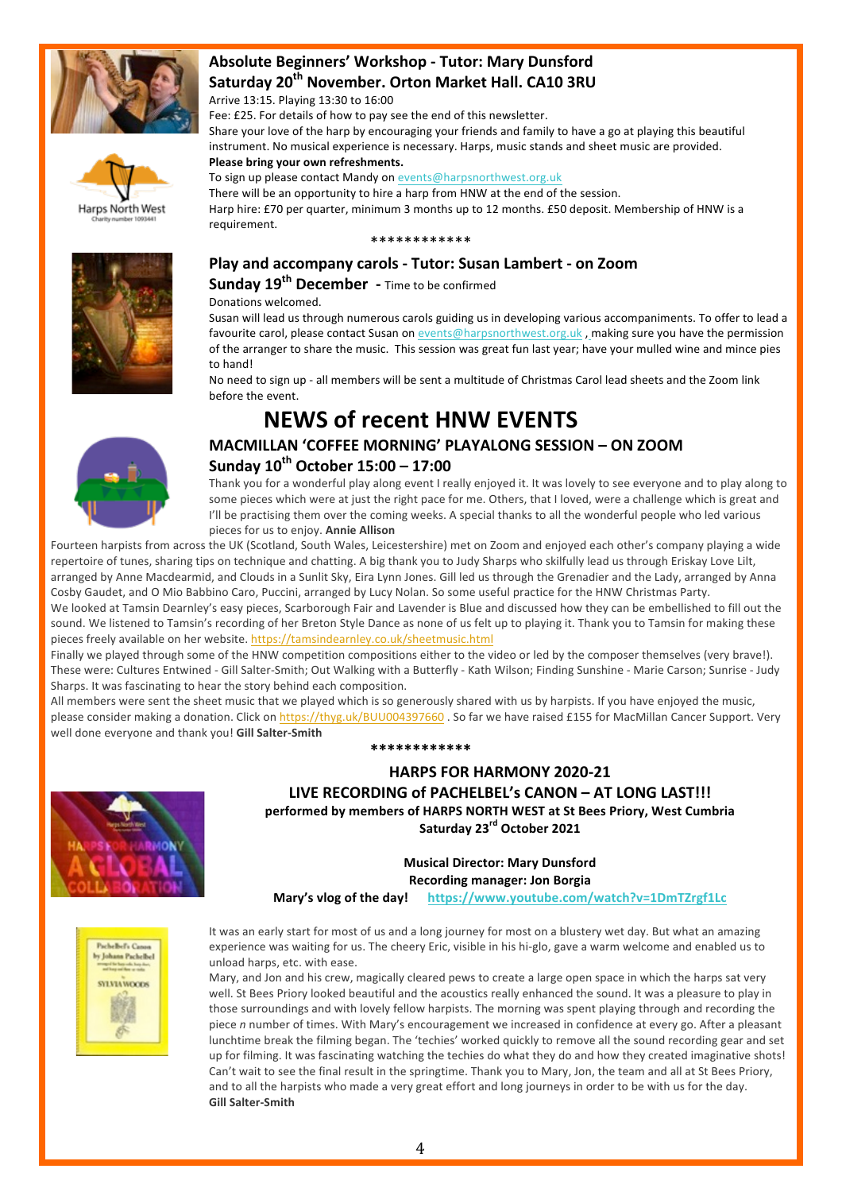## Absolute Beginners' Workshop - Tutor: Mary Dunsford
## Saturday 20th November. Orton Market Hall. CA10 3RU

Arrive 13:15. Playing 13:30 to 16:00

Fee: £25. For details of how to pay see the end of this newsletter.

Share your love of the harp by encouraging your friends and family to have a go at playing this beautiful instrument. No musical experience is necessary. Harps, music stands and sheet music are provided.

**Please bring your own refreshments.**

To sign up please contact Mandy on events@harpsnorthwest.org.uk

There will be an opportunity to hire a harp from HNW at the end of the session.

Harp hire: £70 per quarter, minimum 3 months up to 12 months. £50 deposit. Membership of HNW is a requirement.

************

## Play and accompany carols - Tutor: Susan Lambert - on Zoom
## Sunday 19th December - Time to be confirmed

Donations welcomed.

Susan will lead us through numerous carols guiding us in developing various accompaniments. To offer to lead a favourite carol, please contact Susan on events@harpsnorthwest.org.uk , making sure you have the permission of the arranger to share the music. This session was great fun last year; have your mulled wine and mince pies to hand!

No need to sign up - all members will be sent a multitude of Christmas Carol lead sheets and the Zoom link before the event.

# NEWS of recent HNW EVENTS

## MACMILLAN 'COFFEE MORNING' PLAYALONG SESSION – ON ZOOM
## Sunday 10th October 15:00 – 17:00

Thank you for a wonderful play along event I really enjoyed it. It was lovely to see everyone and to play along to some pieces which were at just the right pace for me. Others, that I loved, were a challenge which is great and I'll be practising them over the coming weeks. A special thanks to all the wonderful people who led various pieces for us to enjoy. **Annie Allison**

Fourteen harpists from across the UK (Scotland, South Wales, Leicestershire) met on Zoom and enjoyed each other's company playing a wide repertoire of tunes, sharing tips on technique and chatting. A big thank you to Judy Sharps who skilfully lead us through Eriskay Love Lilt, arranged by Anne Macdearmid, and Clouds in a Sunlit Sky, Eira Lynn Jones. Gill led us through the Grenadier and the Lady, arranged by Anna Cosby Gaudet, and O Mio Babbino Caro, Puccini, arranged by Lucy Nolan. So some useful practice for the HNW Christmas Party.

We looked at Tamsin Dearnley's easy pieces, Scarborough Fair and Lavender is Blue and discussed how they can be embellished to fill out the sound. We listened to Tamsin's recording of her Breton Style Dance as none of us felt up to playing it. Thank you to Tamsin for making these pieces freely available on her website. https://tamsindearnley.co.uk/sheetmusic.html

Finally we played through some of the HNW competition compositions either to the video or led by the composer themselves (very brave!). These were: Cultures Entwined - Gill Salter-Smith; Out Walking with a Butterfly - Kath Wilson; Finding Sunshine - Marie Carson; Sunrise - Judy Sharps. It was fascinating to hear the story behind each composition.

All members were sent the sheet music that we played which is so generously shared with us by harpists. If you have enjoyed the music, please consider making a donation. Click on https://thyg.uk/BUU004397660 . So far we have raised £155 for MacMillan Cancer Support. Very well done everyone and thank you! **Gill Salter-Smith**

************

## HARPS FOR HARMONY 2020-21
## LIVE RECORDING of PACHELBEL's CANON – AT LONG LAST!!!

**performed by members of HARPS NORTH WEST at St Bees Priory, West Cumbria**
**Saturday 23rd October 2021**

**Musical Director: Mary Dunsford**
**Recording manager: Jon Borgia**
**Mary's vlog of the day!** https://www.youtube.com/watch?v=1DmTZrgf1Lc

It was an early start for most of us and a long journey for most on a blustery wet day. But what an amazing experience was waiting for us. The cheery Eric, visible in his hi-glo, gave a warm welcome and enabled us to unload harps, etc. with ease.

Mary, and Jon and his crew, magically cleared pews to create a large open space in which the harps sat very well. St Bees Priory looked beautiful and the acoustics really enhanced the sound. It was a pleasure to play in those surroundings and with lovely fellow harpists. The morning was spent playing through and recording the piece *n* number of times. With Mary's encouragement we increased in confidence at every go. After a pleasant lunchtime break the filming began. The 'techies' worked quickly to remove all the sound recording gear and set up for filming. It was fascinating watching the techies do what they do and how they created imaginative shots! Can't wait to see the final result in the springtime. Thank you to Mary, Jon, the team and all at St Bees Priory, and to all the harpists who made a very great effort and long journeys in order to be with us for the day.
**Gill Salter-Smith**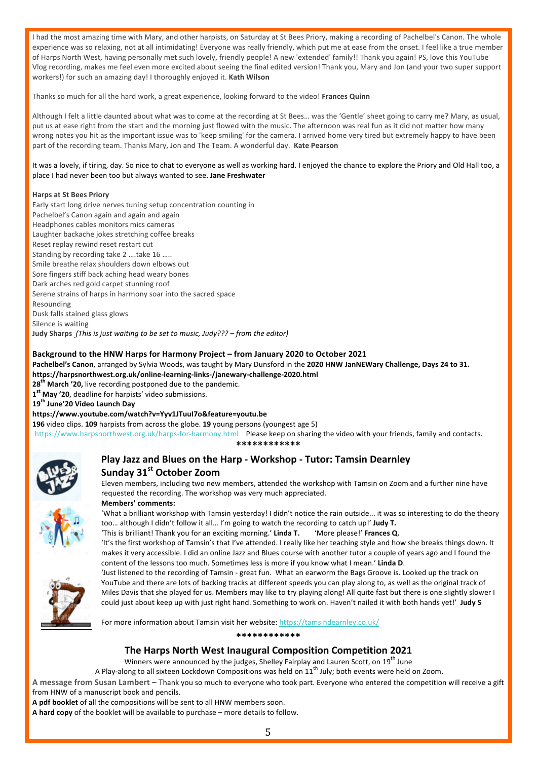I had the most amazing time with Mary, and other harpists, on Saturday at St Bees Priory, making a recording of Pachelbel's Canon. The whole experience was so relaxing, not at all intimidating! Everyone was really friendly, which put me at ease from the onset. I feel like a true member of Harps North West, having personally met such lovely, friendly people! A new 'extended' family!! Thank you again! PS, love this YouTube Vlog recording, makes me feel even more excited about seeing the final edited version! Thank you, Mary and Jon (and your two super support workers!) for such an amazing day! I thoroughly enjoyed it. **Kath Wilson**

Thanks so much for all the hard work, a great experience, looking forward to the video! **Frances Quinn**

Although I felt a little daunted about what was to come at the recording at St Bees… was the 'Gentle' sheet going to carry me? Mary, as usual, put us at ease right from the start and the morning just flowed with the music. The afternoon was real fun as it did not matter how many wrong notes you hit as the important issue was to 'keep smiling' for the camera. I arrived home very tired but extremely happy to have been part of the recording team. Thanks Mary, Jon and The Team. A wonderful day. **Kate Pearson**

It was a lovely, if tiring, day. So nice to chat to everyone as well as working hard. I enjoyed the chance to explore the Priory and Old Hall too, a place I had never been too but always wanted to see. **Jane Freshwater**

**Harps at St Bees Priory**

Early start long drive nerves tuning setup concentration counting in
Pachelbel's Canon again and again and again
Headphones cables monitors mics cameras
Laughter backache jokes stretching coffee breaks
Reset replay rewind reset restart cut
Standing by recording take 2 ….take 16 …..
Smile breathe relax shoulders down elbows out
Sore fingers stiff back aching head weary bones
Dark arches red gold carpet stunning roof
Serene strains of harps in harmony soar into the sacred space
Resounding
Dusk falls stained glass glows
Silence is waiting

**Judy Sharps** *(This is just waiting to be set to music, Judy??? – from the editor)*

**Background to the HNW Harps for Harmony Project – from January 2020 to October 2021**

**Pachelbel's Canon**, arranged by Sylvia Woods, was taught by Mary Dunsford in the **2020 HNW JanNEWary Challenge, Days 24 to 31.**
**https://harpsnorthwest.org.uk/online-learning-links-/janewary-challenge-2020.html**
**28th March '20,** live recording postponed due to the pandemic.
**1st May '20**, deadline for harpists' video submissions.
**19th June'20 Video Launch Day**
**https://www.youtube.com/watch?v=Yyv1JTuuI7o&feature=youtu.be**
**196** video clips. **109** harpists from across the globe. **19** young persons (youngest age 5)
https://www.harpsnorthwest.org.uk/harps-for-harmony.html Please keep on sharing the video with your friends, family and contacts.

************

## Play Jazz and Blues on the Harp - Workshop - Tutor: Tamsin Dearnley
## Sunday 31st October Zoom

Eleven members, including two new members, attended the workshop with Tamsin on Zoom and a further nine have requested the recording. The workshop was very much appreciated.

**Members' comments:**

'What a brilliant workshop with Tamsin yesterday! I didn't notice the rain outside... it was so interesting to do the theory too… although I didn't follow it all… I'm going to watch the recording to catch up!' **Judy T.**

'This is brilliant! Thank you for an exciting morning.' **Linda T.** 'More please!' **Frances Q.**

'It's the first workshop of Tamsin's that I've attended. I really like her teaching style and how she breaks things down. It makes it very accessible. I did an online Jazz and Blues course with another tutor a couple of years ago and I found the content of the lessons too much. Sometimes less is more if you know what I mean.' **Linda D**.

'Just listened to the recording of Tamsin - great fun. What an earworm the Bags Groove is. Looked up the track on YouTube and there are lots of backing tracks at different speeds you can play along to, as well as the original track of Miles Davis that she played for us. Members may like to try playing along! All quite fast but there is one slightly slower I could just about keep up with just right hand. Something to work on. Haven't nailed it with both hands yet!' **Judy S**

For more information about Tamsin visit her website: https://tamsindearnley.co.uk/

************

## The Harps North West Inaugural Composition Competition 2021

Winners were announced by the judges, Shelley Fairplay and Lauren Scott, on 19th June
A Play-along to all sixteen Lockdown Compositions was held on 11th July; both events were held on Zoom.

**A message from Susan Lambert –** Thank you so much to everyone who took part. Everyone who entered the competition will receive a gift from HNW of a manuscript book and pencils.

**A pdf booklet** of all the compositions will be sent to all HNW members soon.

**A hard copy** of the booklet will be available to purchase – more details to follow.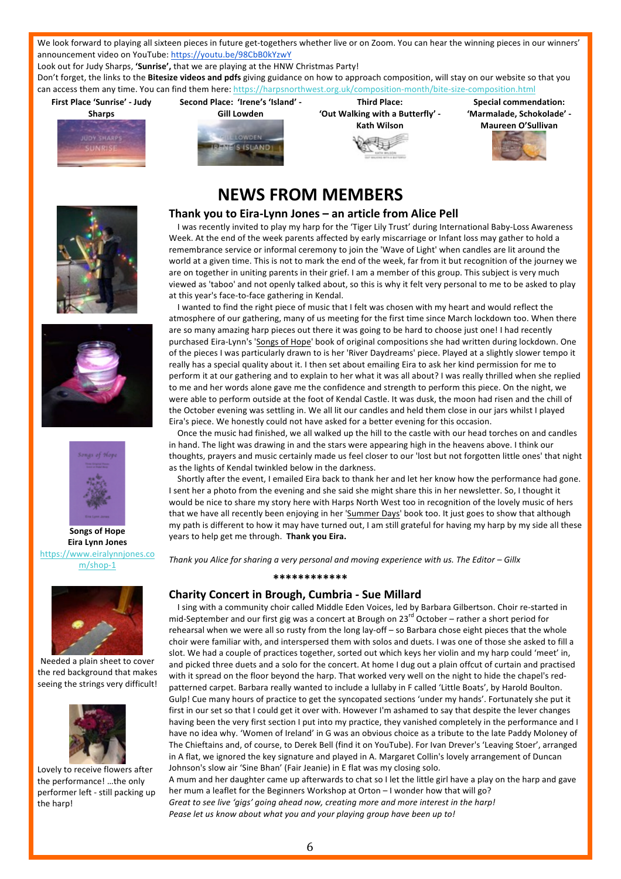We look forward to playing all sixteen pieces in future get-togethers whether live or on Zoom. You can hear the winning pieces in our winners' announcement video on YouTube: https://youtu.be/98CbB0kYzwY

Look out for Judy Sharps, **'Sunrise',** that we are playing at the HNW Christmas Party!

Don't forget, the links to the **Bitesize videos and pdfs** giving guidance on how to approach composition, will stay on our website so that you can access them any time. You can find them here: https://harpsnorthwest.org.uk/composition-month/bite-size-composition.html

**First Place 'Sunrise' - Judy Sharps**

**Second Place: 'Irene's 'Island' - Gill Lowden**

**Third Place: 'Out Walking with a Butterfly' - Kath Wilson**

**Special commendation: 'Marmalade, Schokolade' - Maureen O'Sullivan**

# NEWS FROM MEMBERS

## Thank you to Eira-Lynn Jones – an article from Alice Pell

I was recently invited to play my harp for the 'Tiger Lily Trust' during International Baby-Loss Awareness Week. At the end of the week parents affected by early miscarriage or Infant loss may gather to hold a remembrance service or informal ceremony to join the 'Wave of Light' when candles are lit around the world at a given time. This is not to mark the end of the week, far from it but recognition of the journey we are on together in uniting parents in their grief. I am a member of this group. This subject is very much viewed as 'taboo' and not openly talked about, so this is why it felt very personal to me to be asked to play at this year's face-to-face gathering in Kendal.

I wanted to find the right piece of music that I felt was chosen with my heart and would reflect the atmosphere of our gathering, many of us meeting for the first time since March lockdown too. When there are so many amazing harp pieces out there it was going to be hard to choose just one! I had recently purchased Eira-Lynn's 'Songs of Hope' book of original compositions she had written during lockdown. One of the pieces I was particularly drawn to is her 'River Daydreams' piece. Played at a slightly slower tempo it really has a special quality about it. I then set about emailing Eira to ask her kind permission for me to perform it at our gathering and to explain to her what it was all about? I was really thrilled when she replied to me and her words alone gave me the confidence and strength to perform this piece. On the night, we were able to perform outside at the foot of Kendal Castle. It was dusk, the moon had risen and the chill of the October evening was settling in. We all lit our candles and held them close in our jars whilst I played Eira's piece. We honestly could not have asked for a better evening for this occasion.

Once the music had finished, we all walked up the hill to the castle with our head torches on and candles in hand. The light was drawing in and the stars were appearing high in the heavens above. I think our thoughts, prayers and music certainly made us feel closer to our 'lost but not forgotten little ones' that night as the lights of Kendal twinkled below in the darkness.

Shortly after the event, I emailed Eira back to thank her and let her know how the performance had gone. I sent her a photo from the evening and she said she might share this in her newsletter. So, I thought it would be nice to share my story here with Harps North West too in recognition of the lovely music of hers that we have all recently been enjoying in her 'Summer Days' book too. It just goes to show that although my path is different to how it may have turned out, I am still grateful for having my harp by my side all these years to help get me through. **Thank you Eira.**

*Thank you Alice for sharing a very personal and moving experience with us. The Editor – Gillx*

**Songs of Hope**
**Eira Lynn Jones**
https://www.eiralynnjones.com/shop-1

************

## Charity Concert in Brough, Cumbria - Sue Millard

I sing with a community choir called Middle Eden Voices, led by Barbara Gilbertson. Choir re-started in mid-September and our first gig was a concert at Brough on 23rd October – rather a short period for rehearsal when we were all so rusty from the long lay-off – so Barbara chose eight pieces that the whole choir were familiar with, and interspersed them with solos and duets. I was one of those she asked to fill a slot. We had a couple of practices together, sorted out which keys her violin and my harp could 'meet' in, and picked three duets and a solo for the concert. At home I dug out a plain offcut of curtain and practised with it spread on the floor beyond the harp. That worked very well on the night to hide the chapel's red-patterned carpet. Barbara really wanted to include a lullaby in F called 'Little Boats', by Harold Boulton. Gulp! Cue many hours of practice to get the syncopated sections 'under my hands'. Fortunately she put it first in our set so that I could get it over with. However I'm ashamed to say that despite the lever changes having been the very first section I put into my practice, they vanished completely in the performance and I have no idea why. 'Women of Ireland' in G was an obvious choice as a tribute to the late Paddy Moloney of The Chieftains and, of course, to Derek Bell (find it on YouTube). For Ivan Drever's 'Leaving Stoer', arranged in A flat, we ignored the key signature and played in A. Margaret Collin's lovely arrangement of Duncan Johnson's slow air 'Sine Bhan' (Fair Jeanie) in E flat was my closing solo.

A mum and her daughter came up afterwards to chat so I let the little girl have a play on the harp and gave her mum a leaflet for the Beginners Workshop at Orton – I wonder how that will go?

*Great to see live 'gigs' going ahead now, creating more and more interest in the harp!*

*Pease let us know about what you and your playing group have been up to!*

Needed a plain sheet to cover the red background that makes seeing the strings very difficult!

Lovely to receive flowers after the performance! …the only performer left - still packing up the harp!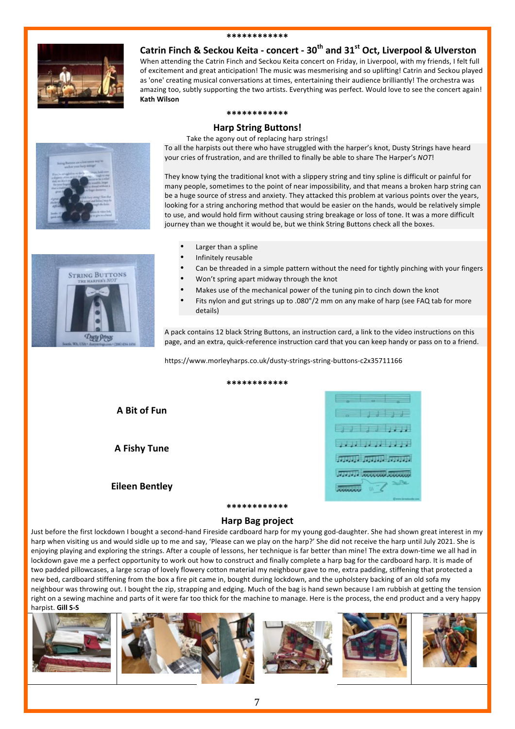************

## Catrin Finch & Seckou Keita - concert - 30th and 31st Oct, Liverpool & Ulverston

When attending the Catrin Finch and Seckou Keita concert on Friday, in Liverpool, with my friends, I felt full of excitement and great anticipation! The music was mesmerising and so uplifting! Catrin and Seckou played as 'one' creating musical conversations at times, entertaining their audience brilliantly! The orchestra was amazing too, subtly supporting the two artists. Everything was perfect. Would love to see the concert again! **Kath Wilson**

************

## Harp String Buttons!

Take the agony out of replacing harp strings!

To all the harpists out there who have struggled with the harper's knot, Dusty Strings have heard your cries of frustration, and are thrilled to finally be able to share The Harper's *NOT*!

They know tying the traditional knot with a slippery string and tiny spline is difficult or painful for many people, sometimes to the point of near impossibility, and that means a broken harp string can be a huge source of stress and anxiety. They attacked this problem at various points over the years, looking for a string anchoring method that would be easier on the hands, would be relatively simple to use, and would hold firm without causing string breakage or loss of tone. It was a more difficult journey than we thought it would be, but we think String Buttons check all the boxes.

- Larger than a spline
- Infinitely reusable
- Can be threaded in a simple pattern without the need for tightly pinching with your fingers
- Won't spring apart midway through the knot
- Makes use of the mechanical power of the tuning pin to cinch down the knot
- Fits nylon and gut strings up to .080"/2 mm on any make of harp (see FAQ tab for more details)

A pack contains 12 black String Buttons, an instruction card, a link to the video instructions on this page, and an extra, quick-reference instruction card that you can keep handy or pass on to a friend.

https://www.morleyharps.co.uk/dusty-strings-string-buttons-c2x35711166

************

**A Bit of Fun**

**A Fishy Tune**

**Eileen Bentley**

************

## Harp Bag project

Just before the first lockdown I bought a second-hand Fireside cardboard harp for my young god-daughter. She had shown great interest in my harp when visiting us and would sidle up to me and say, 'Please can we play on the harp?' She did not receive the harp until July 2021. She is enjoying playing and exploring the strings. After a couple of lessons, her technique is far better than mine! The extra down-time we all had in lockdown gave me a perfect opportunity to work out how to construct and finally complete a harp bag for the cardboard harp. It is made of two padded pillowcases, a large scrap of lovely flowery cotton material my neighbour gave to me, extra padding, stiffening that protected a new bed, cardboard stiffening from the box a fire pit came in, bought during lockdown, and the upholstery backing of an old sofa my neighbour was throwing out. I bought the zip, strapping and edging. Much of the bag is hand sewn because I am rubbish at getting the tension right on a sewing machine and parts of it were far too thick for the machine to manage. Here is the process, the end product and a very happy harpist. **Gill S-S**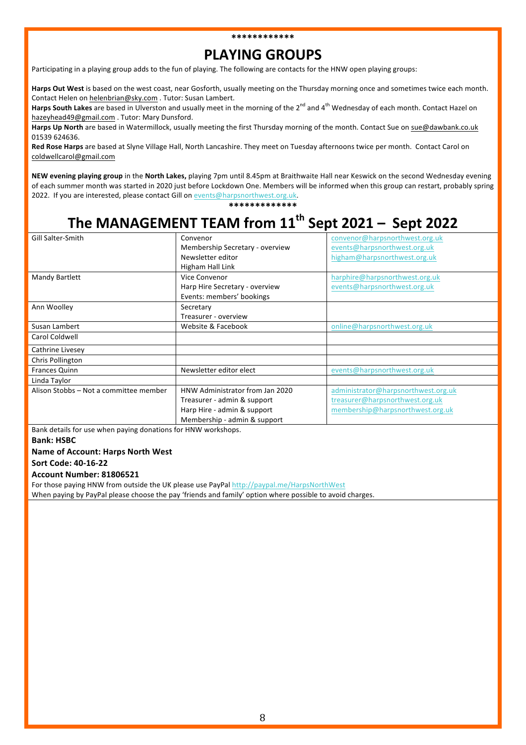************

# PLAYING GROUPS

Participating in a playing group adds to the fun of playing. The following are contacts for the HNW open playing groups:

**Harps Out West** is based on the west coast, near Gosforth, usually meeting on the Thursday morning once and sometimes twice each month. Contact Helen on helenbrian@sky.com . Tutor: Susan Lambert.

**Harps South Lakes** are based in Ulverston and usually meet in the morning of the 2nd and 4th Wednesday of each month. Contact Hazel on hazeyhead49@gmail.com . Tutor: Mary Dunsford.

**Harps Up North** are based in Watermillock, usually meeting the first Thursday morning of the month. Contact Sue on sue@dawbank.co.uk 01539 624636.

**Red Rose Harps** are based at Slyne Village Hall, North Lancashire. They meet on Tuesday afternoons twice per month. Contact Carol on coldwellcarol@gmail.com

**NEW evening playing group** in the **North Lakes,** playing 7pm until 8.45pm at Braithwaite Hall near Keswick on the second Wednesday evening of each summer month was started in 2020 just before Lockdown One. Members will be informed when this group can restart, probably spring 2022. If you are interested, please contact Gill on events@harpsnorthwest.org.uk.

*************

# The MANAGEMENT TEAM from 11th Sept 2021 – Sept 2022

| | | |
|---|---|---|
| Gill Salter-Smith | Convenor<br>Membership Secretary - overview<br>Newsletter editor<br>Higham Hall Link | convenor@harpsnorthwest.org.uk<br>events@harpsnorthwest.org.uk<br>higham@harpsnorthwest.org.uk |
| Mandy Bartlett | Vice Convenor<br>Harp Hire Secretary - overview<br>Events: members' bookings | harphire@harpsnorthwest.org.uk<br>events@harpsnorthwest.org.uk |
| Ann Woolley | Secretary<br>Treasurer - overview | |
| Susan Lambert | Website & Facebook | online@harpsnorthwest.org.uk |
| Carol Coldwell | | |
| Cathrine Livesey | | |
| Chris Pollington | | |
| Frances Quinn | Newsletter editor elect | events@harpsnorthwest.org.uk |
| Linda Taylor | | |
| Alison Stobbs – Not a committee member | HNW Administrator from Jan 2020<br>Treasurer - admin & support<br>Harp Hire - admin & support<br>Membership - admin & support | administrator@harpsnorthwest.org.uk<br>treasurer@harpsnorthwest.org.uk<br>membership@harpsnorthwest.org.uk |

Bank details for use when paying donations for HNW workshops.

**Bank: HSBC**

**Name of Account: Harps North West**

**Sort Code: 40-16-22**

**Account Number: 81806521**

For those paying HNW from outside the UK please use PayPal http://paypal.me/HarpsNorthWest

When paying by PayPal please choose the pay 'friends and family' option where possible to avoid charges.